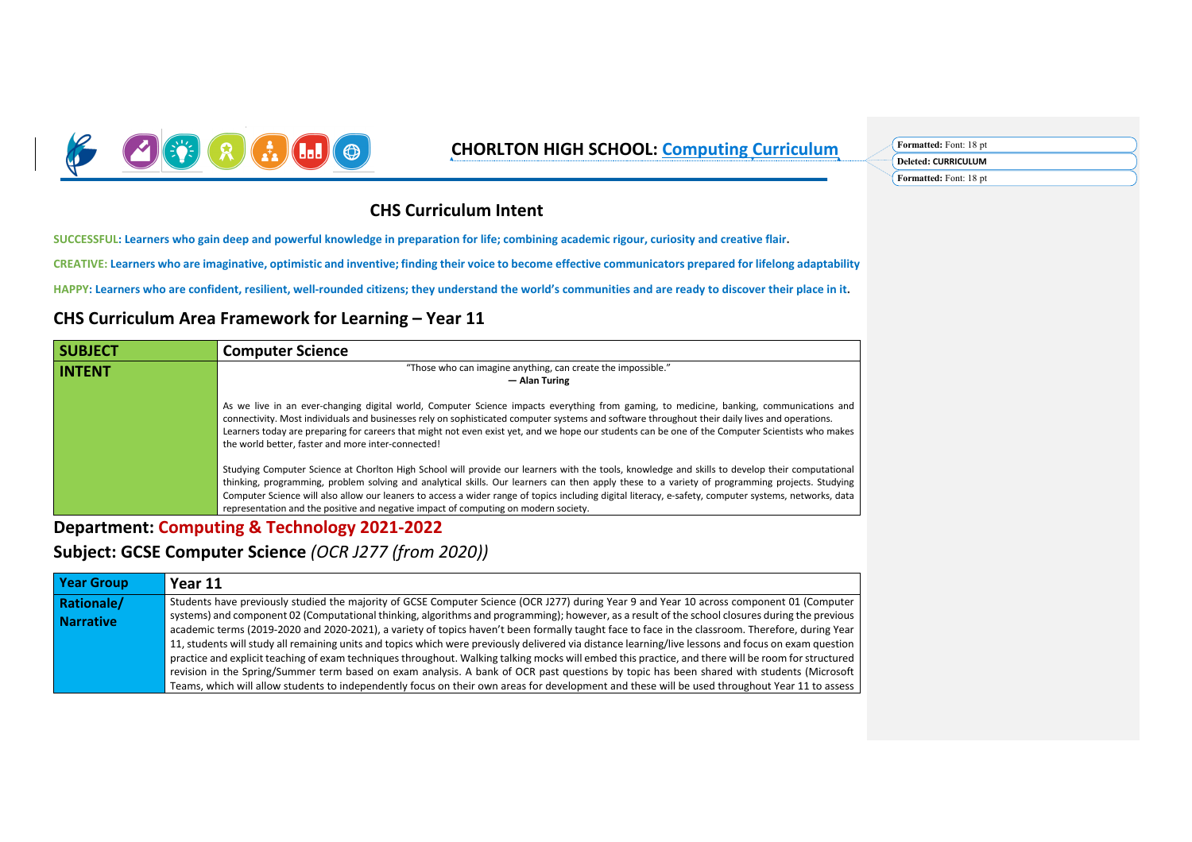# CHORLTON HIGH SCHOOL: Computing Curriculum

## CHS Curriculum Intent

**SUCCESSFUL: Learners who gain deep and powerful knowledge in preparation for life; combining academic rigour, curiosity and creative flair.**

**CREATIVE: Learners who are imaginative, optimistic and inventive; finding their voice to become effective communicators prepared for lifelong adaptability**

**HAPPY: Learners who are confident, resilient, well-rounded citizens; they understand the world's communities and are ready to discover their place in it.**

## CHS Curriculum Area Framework for Learning – Year 11

| SUBJECT | Computer Science |
|---|---|
| INTENT | "Those who can imagine anything, can create the impossible." **— Alan Turing**<br><br>As we live in an ever-changing digital world, Computer Science impacts everything from gaming, to medicine, banking, communications and connectivity. Most individuals and businesses rely on sophisticated computer systems and software throughout their daily lives and operations. Learners today are preparing for careers that might not even exist yet, and we hope our students can be one of the Computer Scientists who makes the world better, faster and more inter-connected!<br><br>Studying Computer Science at Chorlton High School will provide our learners with the tools, knowledge and skills to develop their computational thinking, programming, problem solving and analytical skills. Our learners can then apply these to a variety of programming projects. Studying Computer Science will also allow our leaners to access a wider range of topics including digital literacy, e-safety, computer systems, networks, data representation and the positive and negative impact of computing on modern society. |

## Department: Computing & Technology 2021-2022

## Subject: GCSE Computer Science *(OCR J277 (from 2020))*

| Year Group | Year 11 |
|---|---|
| Rationale/ Narrative | Students have previously studied the majority of GCSE Computer Science (OCR J277) during Year 9 and Year 10 across component 01 (Computer systems) and component 02 (Computational thinking, algorithms and programming); however, as a result of the school closures during the previous academic terms (2019-2020 and 2020-2021), a variety of topics haven't been formally taught face to face in the classroom. Therefore, during Year 11, students will study all remaining units and topics which were previously delivered via distance learning/live lessons and focus on exam question practice and explicit teaching of exam techniques throughout. Walking talking mocks will embed this practice, and there will be room for structured revision in the Spring/Summer term based on exam analysis. A bank of OCR past questions by topic has been shared with students (Microsoft Teams, which will allow students to independently focus on their own areas for development and these will be used throughout Year 11 to assess |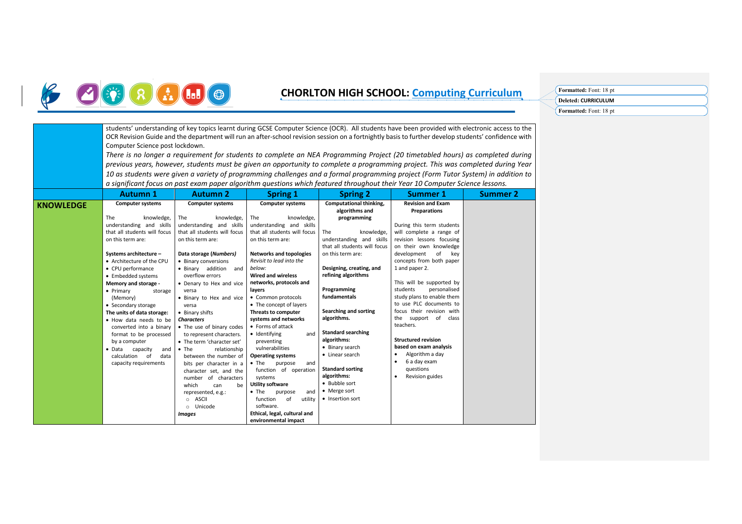# CHORLTON HIGH SCHOOL: Computing Curriculum

| | | | | | | |
|---|---|---|---|---|---|---|
| | students' understanding of key topics learnt during GCSE Computer Science (OCR). All students have been provided with electronic access to the OCR Revision Guide and the department will run an after-school revision session on a fortnightly basis to further develop students' confidence with Computer Science post lockdown. *There is no longer a requirement for students to complete an NEA Programming Project (20 timetabled hours) as completed during previous years, however, students must be given an opportunity to complete a programming project. This was completed during Year 10 as students were given a variety of programming challenges and a formal programming project (Form Tutor System) in addition to a significant focus on past exam paper algorithm questions which featured throughout their Year 10 Computer Science lessons.* | | | | | |
| | **Autumn 1** | **Autumn 2** | **Spring 1** | **Spring 2** | **Summer 1** | **Summer 2** |
| **KNOWLEDGE** | **Computer systems**<br><br>The knowledge, understanding and skills that all students will focus on this term are:<br><br>**Systems architecture –**<br>• Architecture of the CPU<br>• CPU performance<br>• Embedded systems<br>**Memory and storage -**<br>• Primary storage (Memory)<br>• Secondary storage<br>**The units of data storage:**<br>• How data needs to be converted into a binary format to be processed by a computer<br>• Data capacity and calculation of data capacity requirements | **Computer systems**<br><br>The knowledge, understanding and skills that all students will focus on this term are:<br><br>**Data storage (*Numbers*)**<br>• Binary conversions<br>• Binary addition and overflow errors<br>• Denary to Hex and vice versa<br>• Binary to Hex and vice versa<br>• Binary shifts<br>***Characters***<br>• The use of binary codes to represent characters.<br>• The term 'character set'<br>• The relationship between the number of bits per character in a character set, and the number of characters which can be represented, e.g.:<br>○ ASCII<br>○ Unicode<br>***Images*** | **Computer systems**<br><br>The knowledge, understanding and skills that all students will focus on this term are:<br><br>**Networks and topologies**<br>*Revisit to lead into the below:*<br>**Wired and wireless networks, protocols and layers**<br>• Common protocols<br>• The concept of layers<br>**Threats to computer systems and networks**<br>• Forms of attack<br>• Identifying and preventing vulnerabilities<br>**Operating systems**<br>• The purpose and function of operation systems<br>**Utility software**<br>• The purpose and function of utility software.<br>**Ethical, legal, cultural and environmental impact** | **Computational thinking, algorithms and programming**<br><br>The knowledge, understanding and skills that all students will focus on this term are:<br><br>**Designing, creating, and refining algorithms**<br><br>**Programming fundamentals**<br><br>**Searching and sorting algorithms.**<br><br>**Standard searching algorithms:**<br>• Binary search<br>• Linear search<br><br>**Standard sorting algorithms:**<br>• Bubble sort<br>• Merge sort<br>• Insertion sort | **Revision and Exam Preparations**<br><br>During this term students will complete a range of revision lessons focusing on their own knowledge development of key concepts from both paper 1 and paper 2.<br><br>This will be supported by students personalised study plans to enable them to use PLC documents to focus their revision with the support of class teachers.<br><br>**Structured revision based on exam analysis**<br>• Algorithm a day<br>• 6 a day exam questions<br>• Revision guides | |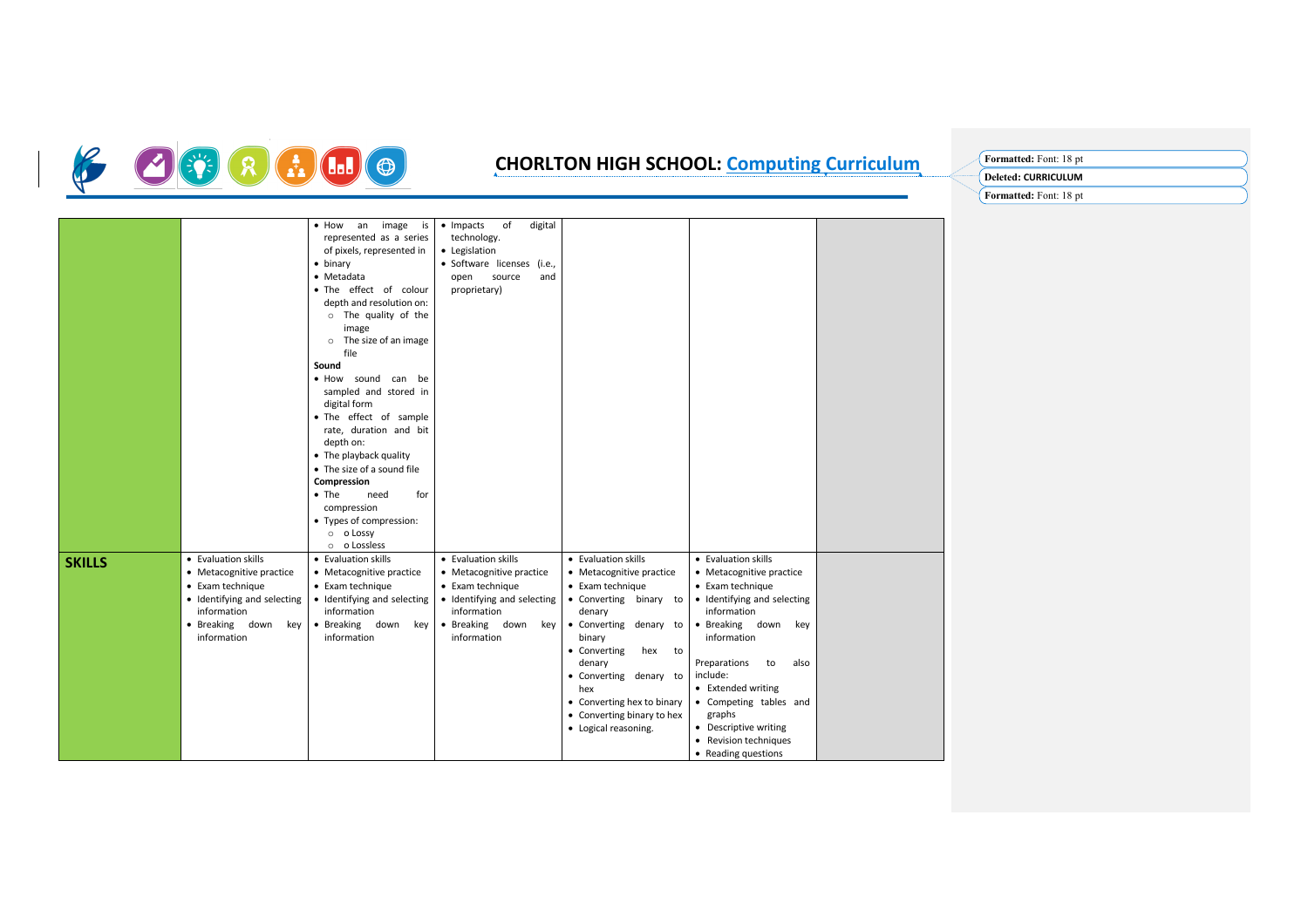# CHORLTON HIGH SCHOOL: Computing Curriculum

| | | | | | | |
|---|---|---|---|---|---|---|
| | | • How an image is represented as a series of pixels, represented in<br>• binary<br>• Metadata<br>• The effect of colour depth and resolution on:<br>○ The quality of the image<br>○ The size of an image file<br>**Sound**<br>• How sound can be sampled and stored in digital form<br>• The effect of sample rate, duration and bit depth on:<br>• The playback quality<br>• The size of a sound file<br>**Compression**<br>• The need for compression<br>• Types of compression:<br>○ o Lossy<br>○ o Lossless | • Impacts of digital technology.<br>• Legislation<br>• Software licenses (i.e., open source and proprietary) | | | |
| **SKILLS** | • Evaluation skills<br>• Metacognitive practice<br>• Exam technique<br>• Identifying and selecting information<br>• Breaking down key information | • Evaluation skills<br>• Metacognitive practice<br>• Exam technique<br>• Identifying and selecting information<br>• Breaking down key information | • Evaluation skills<br>• Metacognitive practice<br>• Exam technique<br>• Identifying and selecting information<br>• Breaking down key information | • Evaluation skills<br>• Metacognitive practice<br>• Exam technique<br>• Converting binary to denary<br>• Converting denary to binary<br>• Converting hex to denary<br>• Converting denary to hex<br>• Converting hex to binary<br>• Converting binary to hex<br>• Logical reasoning. | • Evaluation skills<br>• Metacognitive practice<br>• Exam technique<br>• Identifying and selecting information<br>• Breaking down key information<br><br>Preparations to also include:<br>• Extended writing<br>• Competing tables and graphs<br>• Descriptive writing<br>• Revision techniques<br>• Reading questions | |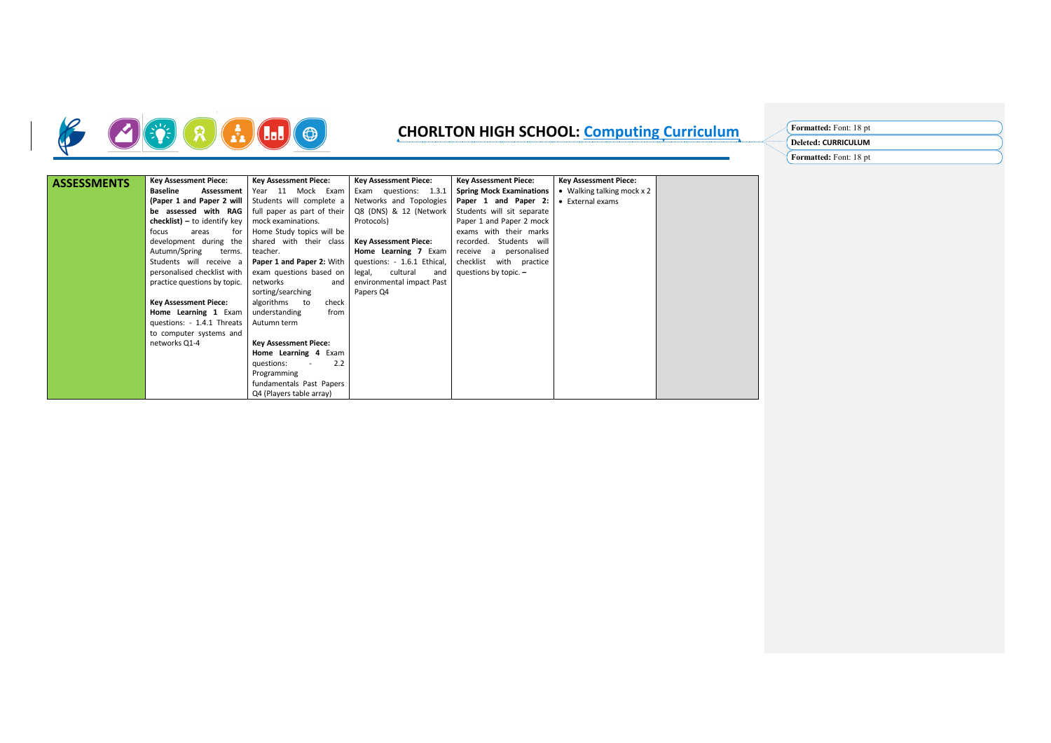# CHORLTON HIGH SCHOOL: Computing Curriculum

| | | | | | | |
|---|---|---|---|---|---|---|
| **ASSESSMENTS** | **Key Assessment Piece:** **Baseline Assessment (Paper 1 and Paper 2 will be assessed with RAG checklist) –** to identify key focus areas for development during the Autumn/Spring terms. Students will receive a personalised checklist with practice questions by topic.<br><br>**Key Assessment Piece:** **Home Learning 1** Exam questions: - 1.4.1 Threats to computer systems and networks Q1-4 | **Key Assessment Piece:** Year 11 Mock Exam Students will complete a full paper as part of their mock examinations. Home Study topics will be shared with their class teacher.<br>**Paper 1 and Paper 2:** With exam questions based on networks and sorting/searching algorithms to check understanding from Autumn term<br><br>**Key Assessment Piece:** **Home Learning 4** Exam questions: - 2.2 Programming fundamentals Past Papers Q4 (Players table array) | **Key Assessment Piece:** Exam questions: 1.3.1 Networks and Topologies Q8 (DNS) & 12 (Network Protocols)<br><br>**Key Assessment Piece:** **Home Learning 7** Exam questions: - 1.6.1 Ethical, legal, cultural and environmental impact Past Papers Q4 | **Key Assessment Piece:** **Spring Mock Examinations Paper 1 and Paper 2:** Students will sit separate Paper 1 and Paper 2 mock exams with their marks recorded. Students will receive a personalised checklist with practice questions by topic. – | **Key Assessment Piece:**<br>• Walking talking mock x 2<br>• External exams | |